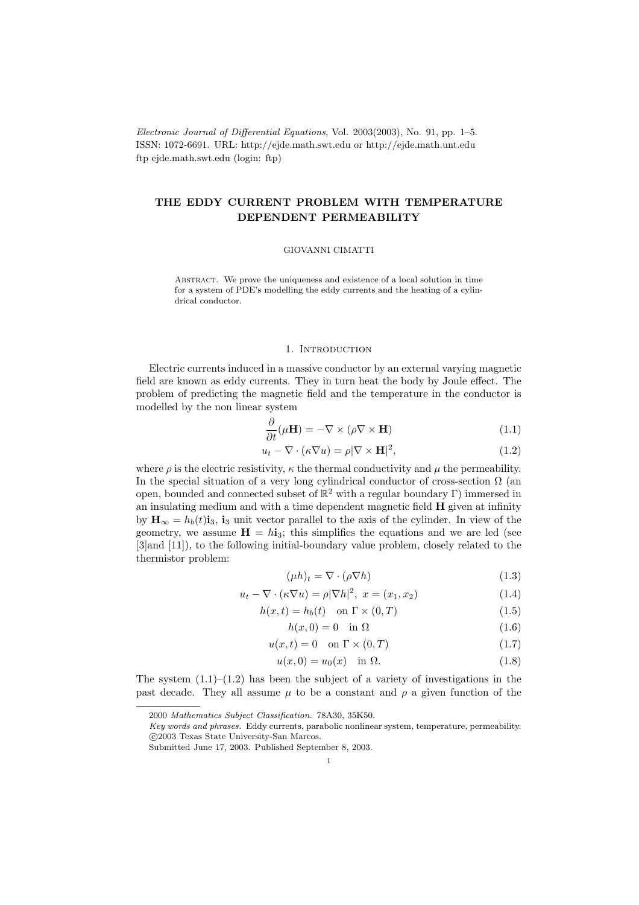# THE EDDY CURRENT PROBLEM WITH TEMPERATURE DEPENDENT PERMEABILITY

GIOVANNI CIMATTI

Abstract. We prove the uniqueness and existence of a local solution in time for a system of PDE's modelling the eddy currents and the heating of a cylindrical conductor.

## 1. Introduction

Electric currents induced in a massive conductor by an external varying magnetic field are known as eddy currents. They in turn heat the body by Joule effect. The problem of predicting the magnetic field and the temperature in the conductor is modelled by the non linear system

$$\frac{\partial}{\partial t}(\mu \mathbf{H}) = -\nabla \times (\rho \nabla \times \mathbf{H}) \tag{1.1}$$

$$u_t - \nabla \cdot (\kappa \nabla u) = \rho |\nabla \times \mathbf{H}|^2, \tag{1.2}$$

where $\rho$ is the electric resistivity, $\kappa$ the thermal conductivity and $\mu$ the permeability. In the special situation of a very long cylindrical conductor of cross-section $\Omega$ (an open, bounded and connected subset of $\mathbb{R}^2$ with a regular boundary $\Gamma$) immersed in an insulating medium and with a time dependent magnetic field $\mathbf{H}$ given at infinity by $\mathbf{H}_\infty = h_b(t)\mathbf{i}_3$, $\mathbf{i}_3$ unit vector parallel to the axis of the cylinder. In view of the geometry, we assume $\mathbf{H} = h\mathbf{i}_3$; this simplifies the equations and we are led (see [3]and [11]), to the following initial-boundary value problem, closely related to the thermistor problem:

$$(\mu h)_t = \nabla \cdot (\rho \nabla h) \tag{1.3}$$

$$u_t - \nabla \cdot (\kappa \nabla u) = \rho |\nabla h|^2, \ x = (x_1, x_2) \tag{1.4}$$

$$h(x,t) = h_b(t) \quad \text{on } \Gamma \times (0,T) \tag{1.5}$$

$$h(x,0) = 0 \quad \text{in } \Omega \tag{1.6}$$

$$u(x,t) = 0 \quad \text{on } \Gamma \times (0,T) \tag{1.7}$$

$$u(x,0) = u_0(x) \quad \text{in } \Omega. \tag{1.8}$$

The system (1.1)–(1.2) has been the subject of a variety of investigations in the past decade. They all assume $\mu$ to be a constant and $\rho$ a given function of the

---

2000 *Mathematics Subject Classification.* 78A30, 35K50.

*Key words and phrases.* Eddy currents, parabolic nonlinear system, temperature, permeability.

©2003 Texas State University-San Marcos.

Submitted June 17, 2003. Published September 8, 2003.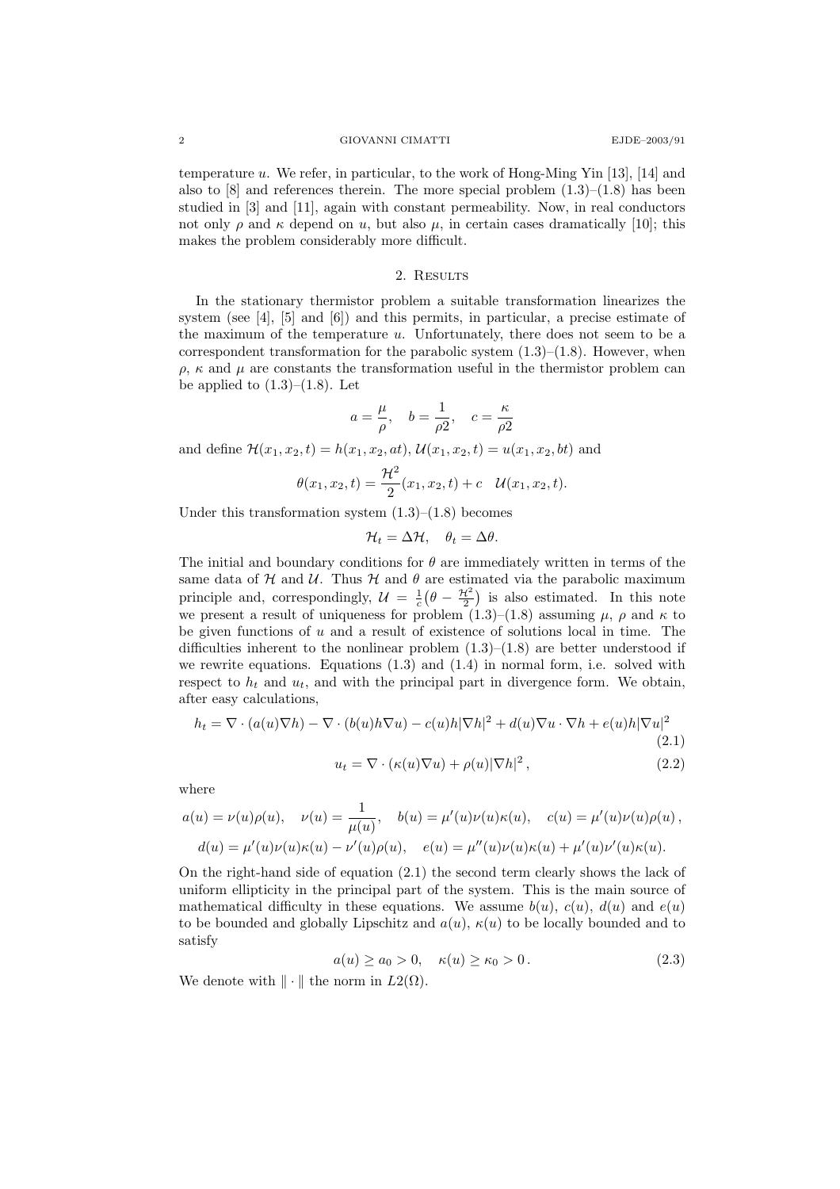temperature $u$. We refer, in particular, to the work of Hong-Ming Yin [13], [14] and also to [8] and references therein. The more special problem (1.3)–(1.8) has been studied in [3] and [11], again with constant permeability. Now, in real conductors not only $\rho$ and $\kappa$ depend on $u$, but also $\mu$, in certain cases dramatically [10]; this makes the problem considerably more difficult.

## 2. Results

In the stationary thermistor problem a suitable transformation linearizes the system (see [4], [5] and [6]) and this permits, in particular, a precise estimate of the maximum of the temperature $u$. Unfortunately, there does not seem to be a correspondent transformation for the parabolic system (1.3)–(1.8). However, when $\rho$, $\kappa$ and $\mu$ are constants the transformation useful in the thermistor problem can be applied to (1.3)–(1.8). Let

$$a = \frac{\mu}{\rho}, \quad b = \frac{1}{\rho 2}, \quad c = \frac{\kappa}{\rho 2}$$

and define $\mathcal{H}(x_1, x_2, t) = h(x_1, x_2, at)$, $\mathcal{U}(x_1, x_2, t) = u(x_1, x_2, bt)$ and

$$\theta(x_1, x_2, t) = \frac{\mathcal{H}^2}{2}(x_1, x_2, t) + c \quad \mathcal{U}(x_1, x_2, t).$$

Under this transformation system (1.3)–(1.8) becomes

$$\mathcal{H}_t = \Delta \mathcal{H}, \quad \theta_t = \Delta \theta.$$

The initial and boundary conditions for $\theta$ are immediately written in terms of the same data of $\mathcal{H}$ and $\mathcal{U}$. Thus $\mathcal{H}$ and $\theta$ are estimated via the parabolic maximum principle and, correspondingly, $\mathcal{U} = \frac{1}{c}\big(\theta - \frac{\mathcal{H}^2}{2}\big)$ is also estimated. In this note we present a result of uniqueness for problem (1.3)–(1.8) assuming $\mu$, $\rho$ and $\kappa$ to be given functions of $u$ and a result of existence of solutions local in time. The difficulties inherent to the nonlinear problem (1.3)–(1.8) are better understood if we rewrite equations. Equations (1.3) and (1.4) in normal form, i.e. solved with respect to $h_t$ and $u_t$, and with the principal part in divergence form. We obtain, after easy calculations,

$$h_t = \nabla \cdot (a(u)\nabla h) - \nabla \cdot (b(u)h\nabla u) - c(u)h|\nabla h|^2 + d(u)\nabla u \cdot \nabla h + e(u)h|\nabla u|^2 \tag{2.1}$$

$$u_t = \nabla \cdot (\kappa(u)\nabla u) + \rho(u)|\nabla h|^2 , \tag{2.2}$$

where

$$a(u) = \nu(u)\rho(u), \quad \nu(u) = \frac{1}{\mu(u)}, \quad b(u) = \mu'(u)\nu(u)\kappa(u), \quad c(u) = \mu'(u)\nu(u)\rho(u) ,$$

$$d(u) = \mu'(u)\nu(u)\kappa(u) - \nu'(u)\rho(u), \quad e(u) = \mu''(u)\nu(u)\kappa(u) + \mu'(u)\nu'(u)\kappa(u).$$

On the right-hand side of equation (2.1) the second term clearly shows the lack of uniform ellipticity in the principal part of the system. This is the main source of mathematical difficulty in these equations. We assume $b(u)$, $c(u)$, $d(u)$ and $e(u)$ to be bounded and globally Lipschitz and $a(u)$, $\kappa(u)$ to be locally bounded and to satisfy

$$a(u) \geq a_0 > 0, \quad \kappa(u) \geq \kappa_0 > 0 . \tag{2.3}$$

We denote with $\| \cdot \|$ the norm in $L2(\Omega)$.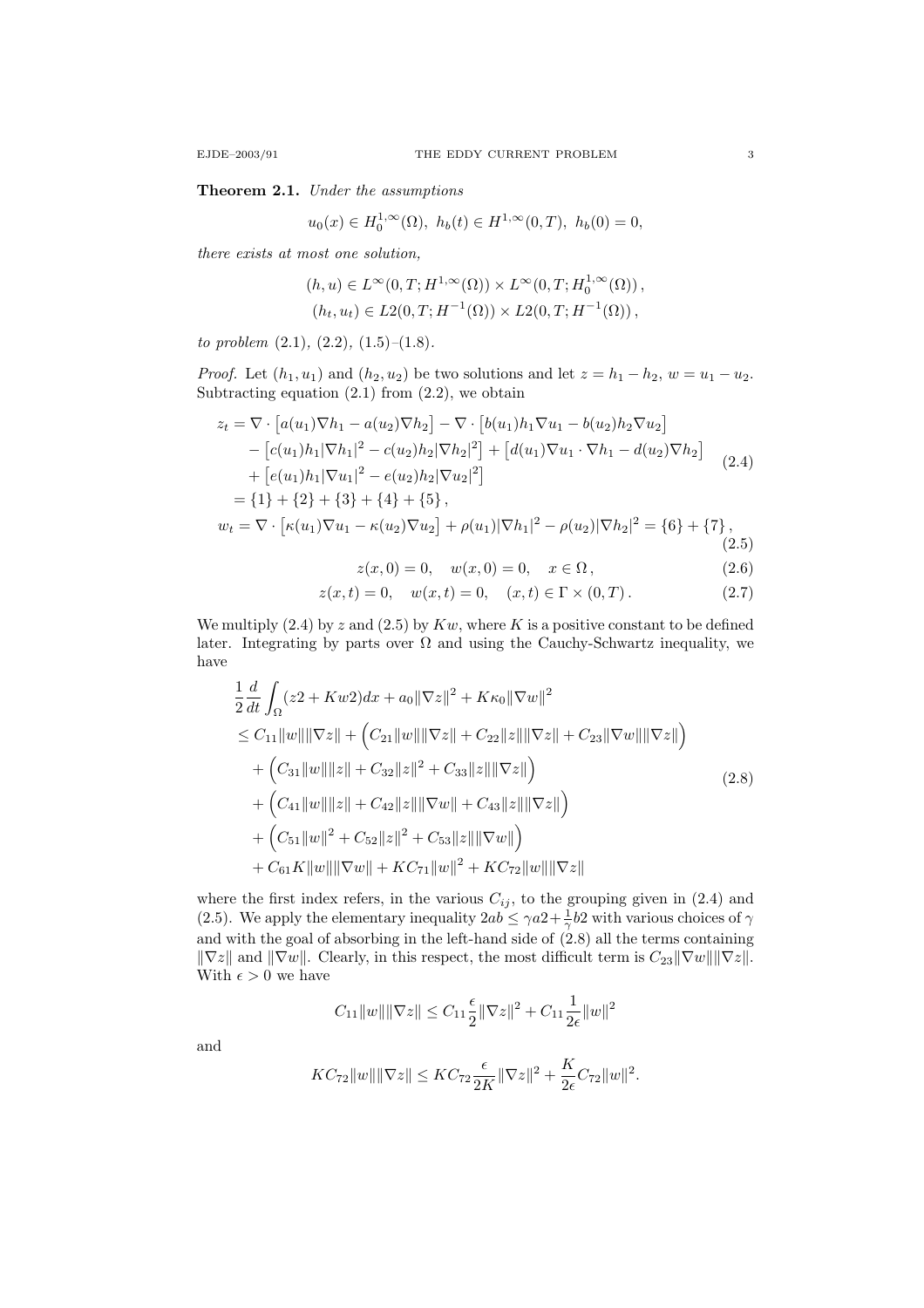**Theorem 2.1.** *Under the assumptions*

$$u_0(x) \in H_0^{1,\infty}(\Omega),\ h_b(t) \in H^{1,\infty}(0,T),\ h_b(0) = 0,$$

*there exists at most one solution,*

$$(h,u) \in L^\infty(0,T;H^{1,\infty}(\Omega)) \times L^\infty(0,T;H_0^{1,\infty}(\Omega)),$$
$$(h_t,u_t) \in L2(0,T;H^{-1}(\Omega)) \times L2(0,T;H^{-1}(\Omega)),$$

*to problem* (2.1), (2.2), (1.5)–(1.8).

*Proof.* Let $(h_1,u_1)$ and $(h_2,u_2)$ be two solutions and let $z = h_1 - h_2$, $w = u_1 - u_2$. Subtracting equation (2.1) from (2.2), we obtain

$$\begin{aligned}
z_t &= \nabla \cdot \big[a(u_1)\nabla h_1 - a(u_2)\nabla h_2\big] - \nabla \cdot \big[b(u_1)h_1\nabla u_1 - b(u_2)h_2\nabla u_2\big] \\
&\quad - \big[c(u_1)h_1|\nabla h_1|^2 - c(u_2)h_2|\nabla h_2|^2\big] + \big[d(u_1)\nabla u_1 \cdot \nabla h_1 - d(u_2)\nabla h_2\big] \\
&\quad + \big[e(u_1)h_1|\nabla u_1|^2 - e(u_2)h_2|\nabla u_2|^2\big] \\
&= \{1\} + \{2\} + \{3\} + \{4\} + \{5\},
\end{aligned} \tag{2.4}$$

$$w_t = \nabla \cdot \big[\kappa(u_1)\nabla u_1 - \kappa(u_2)\nabla u_2\big] + \rho(u_1)|\nabla h_1|^2 - \rho(u_2)|\nabla h_2|^2 = \{6\} + \{7\}, \tag{2.5}$$

$$z(x,0) = 0, \quad w(x,0) = 0, \quad x \in \Omega, \tag{2.6}$$

$$z(x,t) = 0, \quad w(x,t) = 0, \quad (x,t) \in \Gamma \times (0,T). \tag{2.7}$$

We multiply (2.4) by $z$ and (2.5) by $Kw$, where $K$ is a positive constant to be defined later. Integrating by parts over $\Omega$ and using the Cauchy-Schwartz inequality, we have

$$\begin{aligned}
&\frac{1}{2}\frac{d}{dt}\int_\Omega (z2 + Kw2)dx + a_0\|\nabla z\|^2 + K\kappa_0\|\nabla w\|^2 \\
&\le C_{11}\|w\|\|\nabla z\| + \Big(C_{21}\|w\|\|\nabla z\| + C_{22}\|z\|\|\nabla z\| + C_{23}\|\nabla w\|\|\nabla z\|\Big) \\
&\quad + \Big(C_{31}\|w\|\|z\| + C_{32}\|z\|^2 + C_{33}\|z\|\|\nabla z\|\Big) \\
&\quad + \Big(C_{41}\|w\|\|z\| + C_{42}\|z\|\|\nabla w\| + C_{43}\|z\|\|\nabla z\|\Big) \\
&\quad + \Big(C_{51}\|w\|^2 + C_{52}\|z\|^2 + C_{53}\|z\|\|\nabla w\|\Big) \\
&\quad + C_{61}K\|w\|\|\nabla w\| + KC_{71}\|w\|^2 + KC_{72}\|w\|\|\nabla z\|
\end{aligned} \tag{2.8}$$

where the first index refers, in the various $C_{ij}$, to the grouping given in (2.4) and (2.5). We apply the elementary inequality $2ab \le \gamma a2 + \frac{1}{\gamma}b2$ with various choices of $\gamma$ and with the goal of absorbing in the left-hand side of (2.8) all the terms containing $\|\nabla z\|$ and $\|\nabla w\|$. Clearly, in this respect, the most difficult term is $C_{23}\|\nabla w\|\|\nabla z\|$. With $\epsilon > 0$ we have

$$C_{11}\|w\|\|\nabla z\| \le C_{11}\frac{\epsilon}{2}\|\nabla z\|^2 + C_{11}\frac{1}{2\epsilon}\|w\|^2$$

and

$$KC_{72}\|w\|\|\nabla z\| \le KC_{72}\frac{\epsilon}{2K}\|\nabla z\|^2 + \frac{K}{2\epsilon}C_{72}\|w\|^2.$$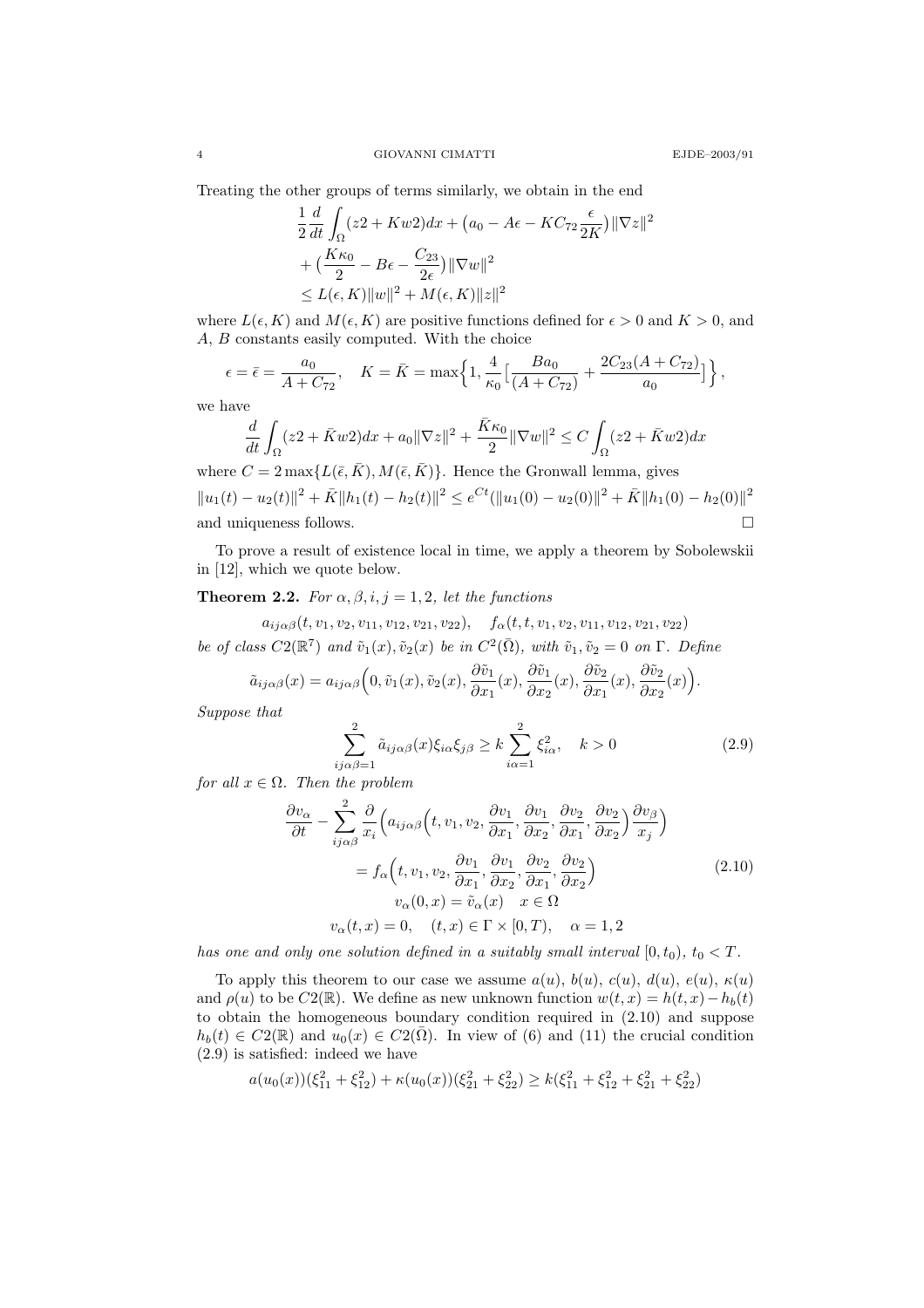Treating the other groups of terms similarly, we obtain in the end

$$
\begin{aligned}
&\frac{1}{2}\frac{d}{dt}\int_\Omega (z2 + Kw2)dx + \big(a_0 - A\epsilon - KC_{72}\frac{\epsilon}{2K}\big)\|\nabla z\|^2 \\
&+ \big(\frac{K\kappa_0}{2} - B\epsilon - \frac{C_{23}}{2\epsilon}\big)\|\nabla w\|^2 \\
&\le L(\epsilon, K)\|w\|^2 + M(\epsilon, K)\|z\|^2
\end{aligned}
$$

where $L(\epsilon, K)$ and $M(\epsilon, K)$ are positive functions defined for $\epsilon > 0$ and $K > 0$, and $A$, $B$ constants easily computed. With the choice

$$
\epsilon = \bar{\epsilon} = \frac{a_0}{A + C_{72}}, \quad K = \bar{K} = \max\Big\{1, \frac{4}{\kappa_0}\big[\frac{Ba_0}{(A + C_{72})} + \frac{2C_{23}(A + C_{72})}{a_0}\big]\Big\},
$$

we have

$$
\frac{d}{dt}\int_\Omega (z2 + \bar{K}w2)dx + a_0\|\nabla z\|^2 + \frac{\bar{K}\kappa_0}{2}\|\nabla w\|^2 \le C\int_\Omega (z2 + \bar{K}w2)dx
$$

where $C = 2\max\{L(\bar{\epsilon}, \bar{K}), M(\bar{\epsilon}, \bar{K})\}$. Hence the Gronwall lemma, gives

$$
\|u_1(t) - u_2(t)\|^2 + \bar{K}\|h_1(t) - h_2(t)\|^2 \le e^{Ct}(\|u_1(0) - u_2(0)\|^2 + \bar{K}\|h_1(0) - h_2(0)\|^2
$$

and uniqueness follows. $\square$

To prove a result of existence local in time, we apply a theorem by Sobolewskii in [12], which we quote below.

**Theorem 2.2.** *For $\alpha, \beta, i, j = 1, 2$, let the functions*

$$
a_{ij\alpha\beta}(t, v_1, v_2, v_{11}, v_{12}, v_{21}, v_{22}), \quad f_\alpha(t, t, v_1, v_2, v_{11}, v_{12}, v_{21}, v_{22})
$$

*be of class $C2(\mathbb{R}^7)$ and $\tilde{v}_1(x), \tilde{v}_2(x)$ be in $C^2(\bar{\Omega})$, with $\tilde{v}_1, \tilde{v}_2 = 0$ on $\Gamma$. Define*

$$
\tilde{a}_{ij\alpha\beta}(x) = a_{ij\alpha\beta}\Big(0, \tilde{v}_1(x), \tilde{v}_2(x), \frac{\partial \tilde{v}_1}{\partial x_1}(x), \frac{\partial \tilde{v}_1}{\partial x_2}(x), \frac{\partial \tilde{v}_2}{\partial x_1}(x), \frac{\partial \tilde{v}_2}{\partial x_2}(x)\Big).
$$

*Suppose that*

$$
\sum_{ij\alpha\beta=1}^{2} \tilde{a}_{ij\alpha\beta}(x)\xi_{i\alpha}\xi_{j\beta} \ge k\sum_{i\alpha=1}^{2}\xi_{i\alpha}^2, \quad k > 0 \tag{2.9}
$$

*for all $x \in \Omega$. Then the problem*

$$
\begin{gathered}
\frac{\partial v_\alpha}{\partial t} - \sum_{ij\alpha\beta}^{2} \frac{\partial}{x_i}\Big(a_{ij\alpha\beta}\Big(t, v_1, v_2, \frac{\partial v_1}{\partial x_1}, \frac{\partial v_1}{\partial x_2}, \frac{\partial v_2}{\partial x_1}, \frac{\partial v_2}{\partial x_2}\Big)\frac{\partial v_\beta}{x_j}\Big) \\
= f_\alpha\Big(t, v_1, v_2, \frac{\partial v_1}{\partial x_1}, \frac{\partial v_1}{\partial x_2}, \frac{\partial v_2}{\partial x_1}, \frac{\partial v_2}{\partial x_2}\Big) \\
v_\alpha(0, x) = \tilde{v}_\alpha(x) \quad x \in \Omega \\
v_\alpha(t, x) = 0, \quad (t, x) \in \Gamma \times [0, T), \quad \alpha = 1, 2
\end{gathered} \tag{2.10}
$$

*has one and only one solution defined in a suitably small interval $[0, t_0)$, $t_0 < T$.*

To apply this theorem to our case we assume $a(u)$, $b(u)$, $c(u)$, $d(u)$, $e(u)$, $\kappa(u)$ and $\rho(u)$ to be $C2(\mathbb{R})$. We define as new unknown function $w(t, x) = h(t, x) - h_b(t)$ to obtain the homogeneous boundary condition required in (2.10) and suppose $h_b(t) \in C2(\mathbb{R})$ and $u_0(x) \in C2(\bar{\Omega})$. In view of (6) and (11) the crucial condition (2.9) is satisfied: indeed we have

$$
a(u_0(x))(\xi_{11}^2 + \xi_{12}^2) + \kappa(u_0(x))(\xi_{21}^2 + \xi_{22}^2) \ge k(\xi_{11}^2 + \xi_{12}^2 + \xi_{21}^2 + \xi_{22}^2)
$$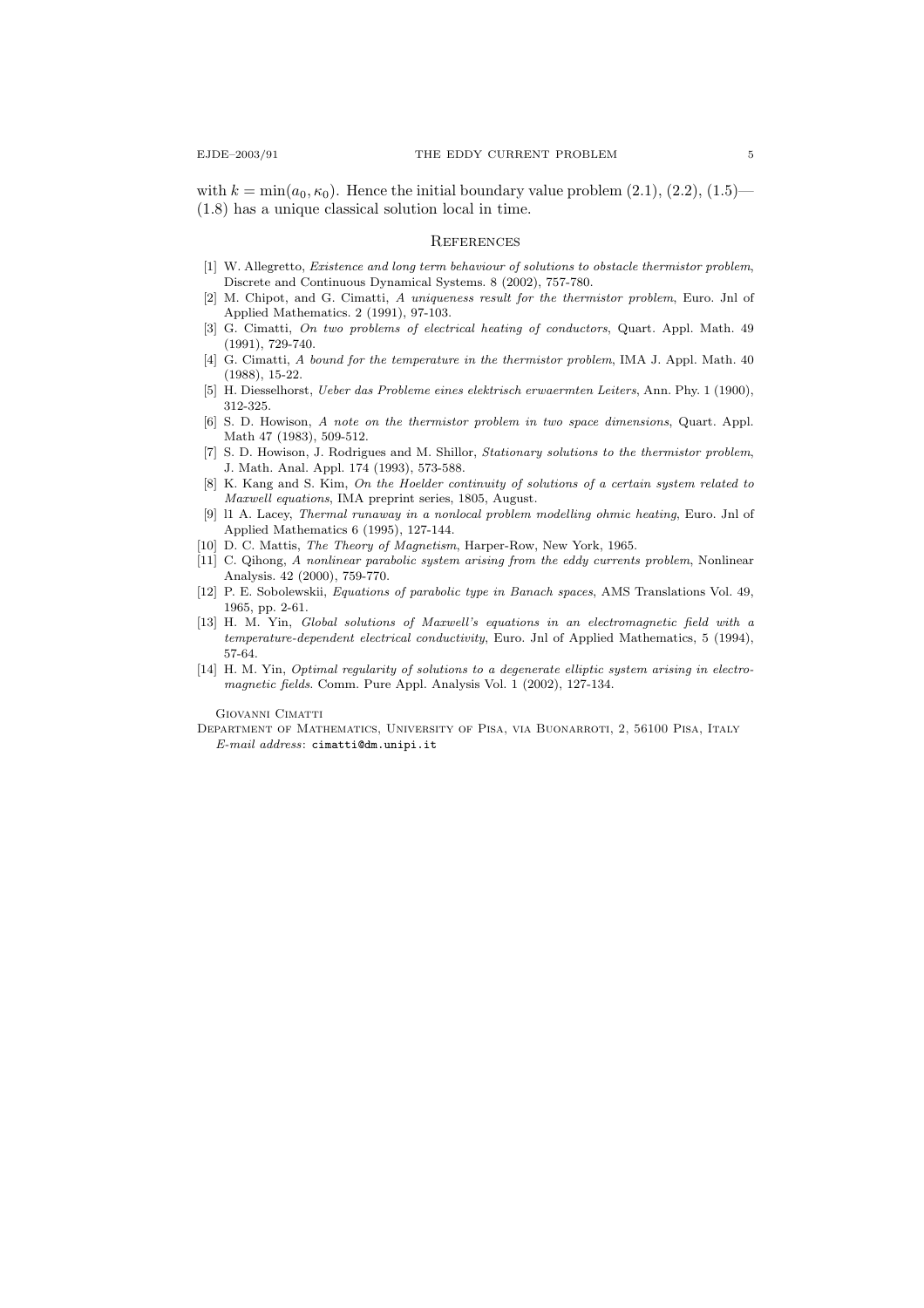with $k = \min(a_0, \kappa_0)$. Hence the initial boundary value problem (2.1), (2.2), (1.5)—(1.8) has a unique classical solution local in time.

## References

[1] W. Allegretto, *Existence and long term behaviour of solutions to obstacle thermistor problem*, Discrete and Continuous Dynamical Systems. 8 (2002), 757-780.

[2] M. Chipot, and G. Cimatti, *A uniqueness result for the thermistor problem*, Euro. Jnl of Applied Mathematics. 2 (1991), 97-103.

[3] G. Cimatti, *On two problems of electrical heating of conductors*, Quart. Appl. Math. 49 (1991), 729-740.

[4] G. Cimatti, *A bound for the temperature in the thermistor problem*, IMA J. Appl. Math. 40 (1988), 15-22.

[5] H. Diesselhorst, *Ueber das Probleme eines elektrisch erwaermten Leiters*, Ann. Phy. 1 (1900), 312-325.

[6] S. D. Howison, *A note on the thermistor problem in two space dimensions*, Quart. Appl. Math 47 (1983), 509-512.

[7] S. D. Howison, J. Rodrigues and M. Shillor, *Stationary solutions to the thermistor problem*, J. Math. Anal. Appl. 174 (1993), 573-588.

[8] K. Kang and S. Kim, *On the Hoelder continuity of solutions of a certain system related to Maxwell equations*, IMA preprint series, 1805, August.

[9] l1 A. Lacey, *Thermal runaway in a nonlocal problem modelling ohmic heating*, Euro. Jnl of Applied Mathematics 6 (1995), 127-144.

[10] D. C. Mattis, *The Theory of Magnetism*, Harper-Row, New York, 1965.

[11] C. Qihong, *A nonlinear parabolic system arising from the eddy currents problem*, Nonlinear Analysis. 42 (2000), 759-770.

[12] P. E. Sobolewskii, *Equations of parabolic type in Banach spaces*, AMS Translations Vol. 49, 1965, pp. 2-61.

[13] H. M. Yin, *Global solutions of Maxwell's equations in an electromagnetic field with a temperature-dependent electrical conductivity*, Euro. Jnl of Applied Mathematics, 5 (1994), 57-64.

[14] H. M. Yin, *Optimal regularity of solutions to a degenerate elliptic system arising in electromagnetic fields*. Comm. Pure Appl. Analysis Vol. 1 (2002), 127-134.

Giovanni Cimatti

Department of Mathematics, University of Pisa, via Buonarroti, 2, 56100 Pisa, Italy

*E-mail address*: cimatti@dm.unipi.it